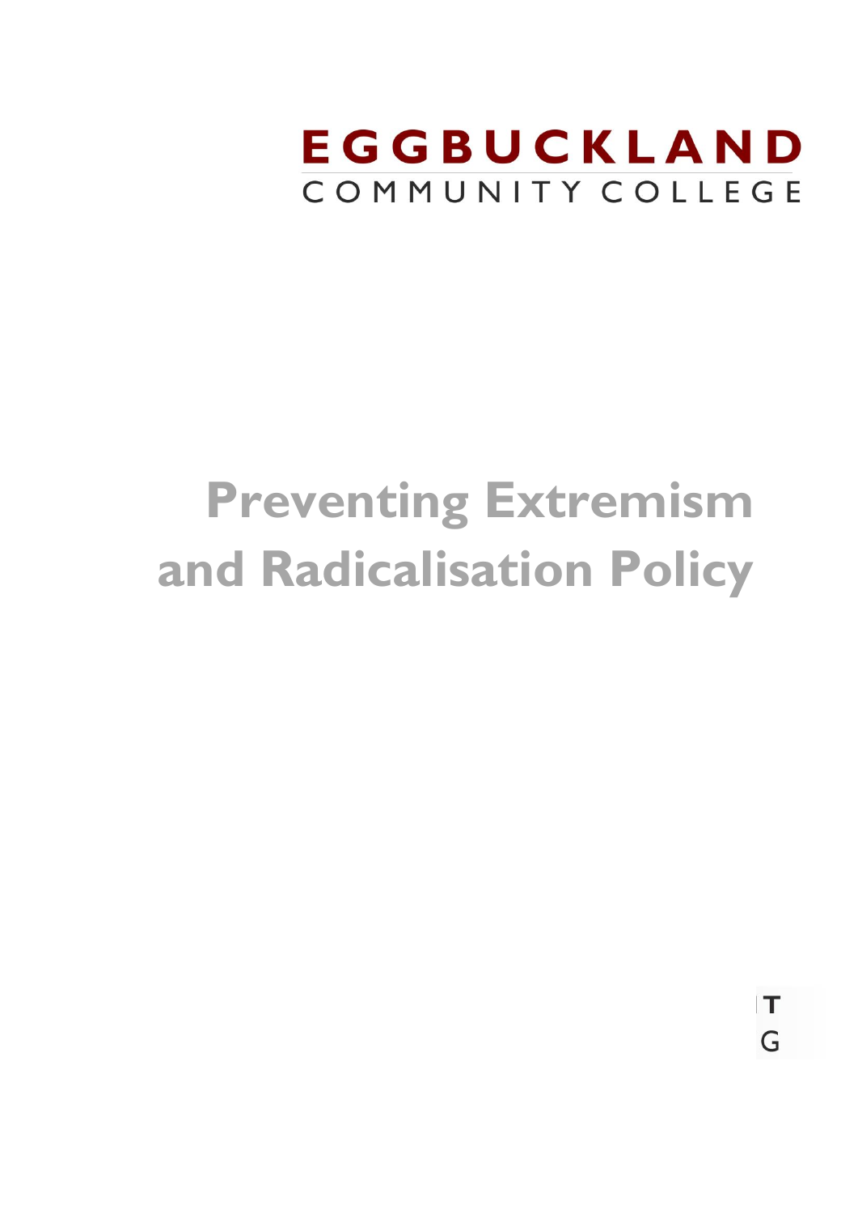EGGBUCKLAND
COMMUNITY COLLEGE

# Preventing Extremism and Radicalisation Policy

T
G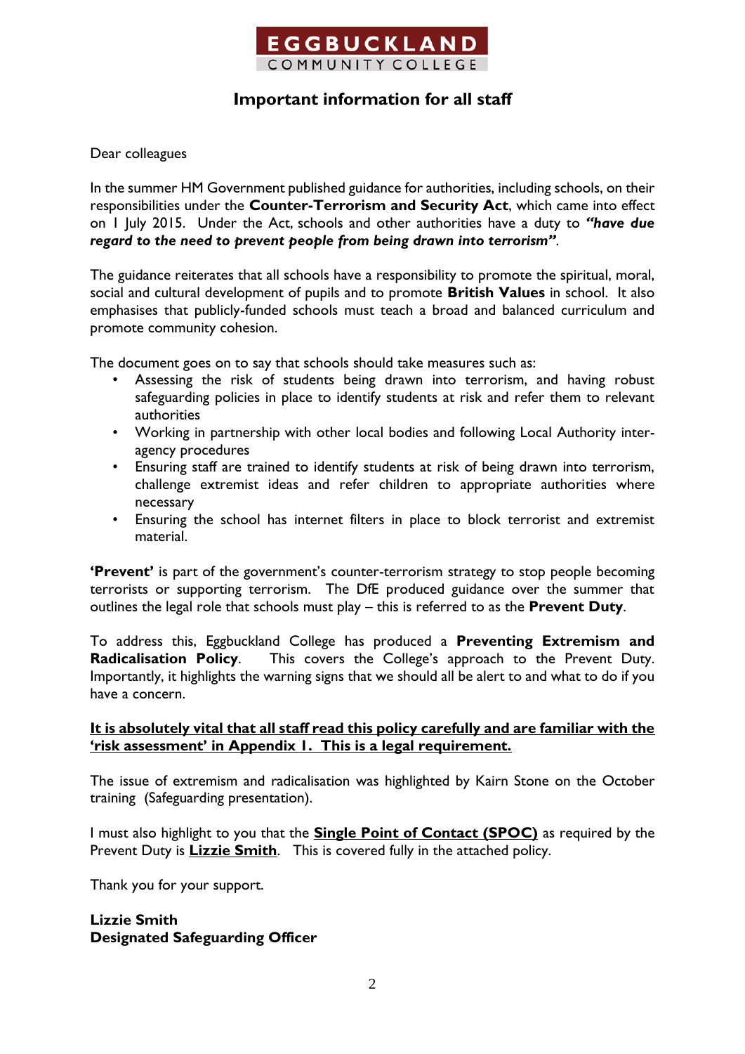EGGBUCKLAND
COMMUNITY COLLEGE

## Important information for all staff

Dear colleagues

In the summer HM Government published guidance for authorities, including schools, on their responsibilities under the **Counter-Terrorism and Security Act**, which came into effect on 1 July 2015. Under the Act, schools and other authorities have a duty to ***"have due regard to the need to prevent people from being drawn into terrorism"***.

The guidance reiterates that all schools have a responsibility to promote the spiritual, moral, social and cultural development of pupils and to promote **British Values** in school. It also emphasises that publicly-funded schools must teach a broad and balanced curriculum and promote community cohesion.

The document goes on to say that schools should take measures such as:

- Assessing the risk of students being drawn into terrorism, and having robust safeguarding policies in place to identify students at risk and refer them to relevant authorities
- Working in partnership with other local bodies and following Local Authority inter-agency procedures
- Ensuring staff are trained to identify students at risk of being drawn into terrorism, challenge extremist ideas and refer children to appropriate authorities where necessary
- Ensuring the school has internet filters in place to block terrorist and extremist material.

**'Prevent'** is part of the government's counter-terrorism strategy to stop people becoming terrorists or supporting terrorism. The DfE produced guidance over the summer that outlines the legal role that schools must play – this is referred to as the **Prevent Duty**.

To address this, Eggbuckland College has produced a **Preventing Extremism and Radicalisation Policy**. This covers the College's approach to the Prevent Duty. Importantly, it highlights the warning signs that we should all be alert to and what to do if you have a concern.

<u>**It is absolutely vital that all staff read this policy carefully and are familiar with the 'risk assessment' in Appendix 1. This is a legal requirement.**</u>

The issue of extremism and radicalisation was highlighted by Kairn Stone on the October training (Safeguarding presentation).

I must also highlight to you that the <u>**Single Point of Contact (SPOC)**</u> as required by the Prevent Duty is <u>**Lizzie Smith**</u>. This is covered fully in the attached policy.

Thank you for your support.

**Lizzie Smith**
**Designated Safeguarding Officer**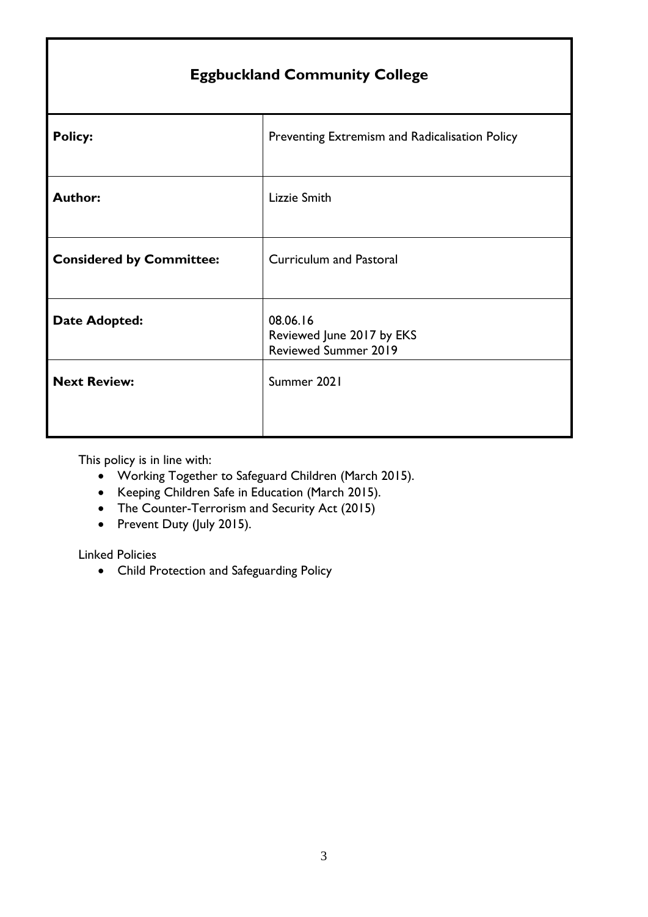| Eggbuckland Community College | |
|---|---|
| **Policy:** | Preventing Extremism and Radicalisation Policy |
| **Author:** | Lizzie Smith |
| **Considered by Committee:** | Curriculum and Pastoral |
| **Date Adopted:** | 08.06.16<br>Reviewed June 2017 by EKS<br>Reviewed Summer 2019 |
| **Next Review:** | Summer 2021 |

This policy is in line with:

- Working Together to Safeguard Children (March 2015).
- Keeping Children Safe in Education (March 2015).
- The Counter-Terrorism and Security Act (2015)
- Prevent Duty (July 2015).

Linked Policies

- Child Protection and Safeguarding Policy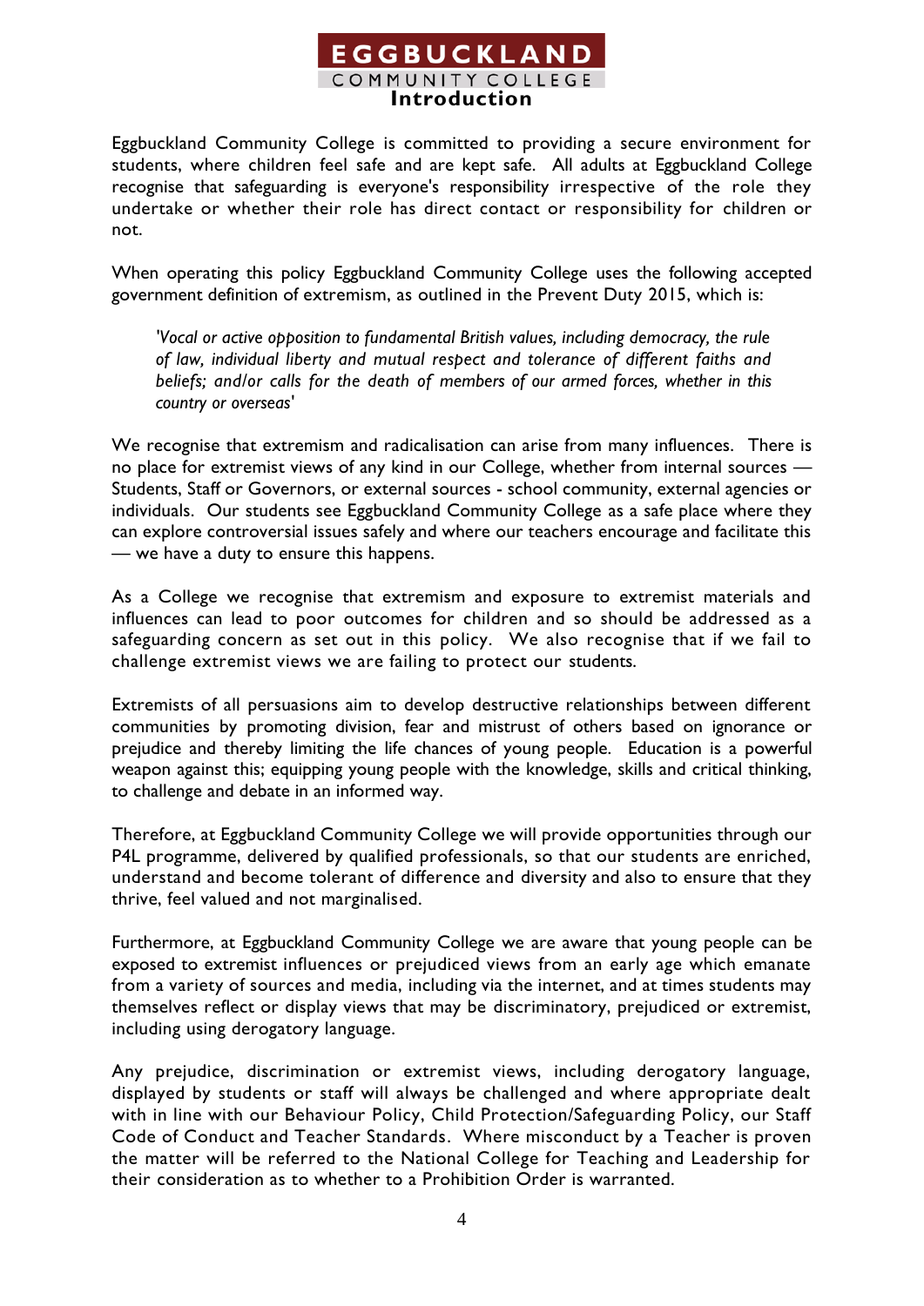# Introduction

Eggbuckland Community College is committed to providing a secure environment for students, where children feel safe and are kept safe. All adults at Eggbuckland College recognise that safeguarding is everyone's responsibility irrespective of the role they undertake or whether their role has direct contact or responsibility for children or not.

When operating this policy Eggbuckland Community College uses the following accepted government definition of extremism, as outlined in the Prevent Duty 2015, which is:

> *'Vocal or active opposition to fundamental British values, including democracy, the rule of law, individual liberty and mutual respect and tolerance of different faiths and beliefs; and/or calls for the death of members of our armed forces, whether in this country or overseas'*

We recognise that extremism and radicalisation can arise from many influences. There is no place for extremist views of any kind in our College, whether from internal sources — Students, Staff or Governors, or external sources - school community, external agencies or individuals. Our students see Eggbuckland Community College as a safe place where they can explore controversial issues safely and where our teachers encourage and facilitate this — we have a duty to ensure this happens.

As a College we recognise that extremism and exposure to extremist materials and influences can lead to poor outcomes for children and so should be addressed as a safeguarding concern as set out in this policy. We also recognise that if we fail to challenge extremist views we are failing to protect our students.

Extremists of all persuasions aim to develop destructive relationships between different communities by promoting division, fear and mistrust of others based on ignorance or prejudice and thereby limiting the life chances of young people. Education is a powerful weapon against this; equipping young people with the knowledge, skills and critical thinking, to challenge and debate in an informed way.

Therefore, at Eggbuckland Community College we will provide opportunities through our P4L programme, delivered by qualified professionals, so that our students are enriched, understand and become tolerant of difference and diversity and also to ensure that they thrive, feel valued and not marginalised.

Furthermore, at Eggbuckland Community College we are aware that young people can be exposed to extremist influences or prejudiced views from an early age which emanate from a variety of sources and media, including via the internet, and at times students may themselves reflect or display views that may be discriminatory, prejudiced or extremist, including using derogatory language.

Any prejudice, discrimination or extremist views, including derogatory language, displayed by students or staff will always be challenged and where appropriate dealt with in line with our Behaviour Policy, Child Protection/Safeguarding Policy, our Staff Code of Conduct and Teacher Standards. Where misconduct by a Teacher is proven the matter will be referred to the National College for Teaching and Leadership for their consideration as to whether to a Prohibition Order is warranted.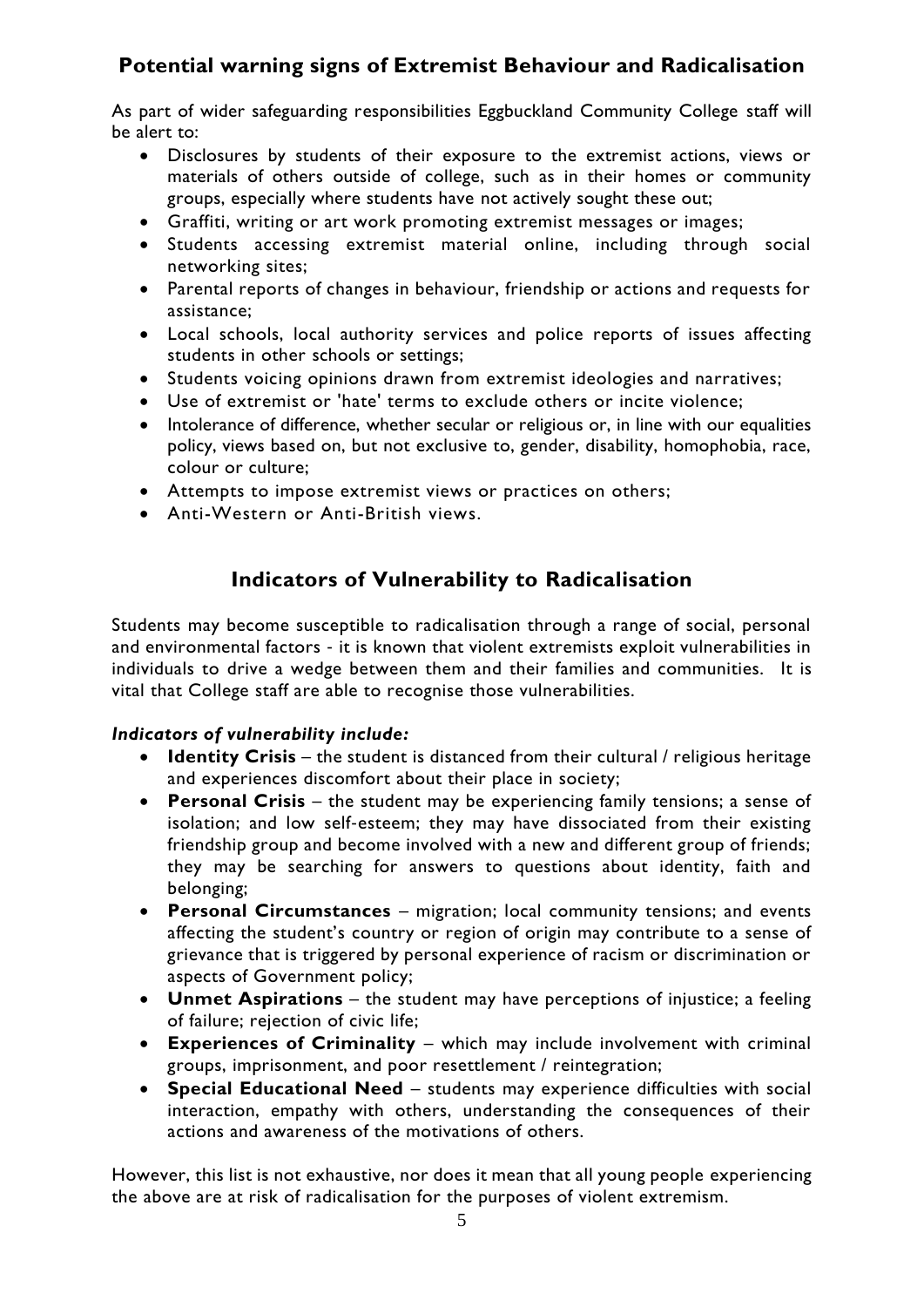## Potential warning signs of Extremist Behaviour and Radicalisation

As part of wider safeguarding responsibilities Eggbuckland Community College staff will be alert to:

- Disclosures by students of their exposure to the extremist actions, views or materials of others outside of college, such as in their homes or community groups, especially where students have not actively sought these out;
- Graffiti, writing or art work promoting extremist messages or images;
- Students accessing extremist material online, including through social networking sites;
- Parental reports of changes in behaviour, friendship or actions and requests for assistance;
- Local schools, local authority services and police reports of issues affecting students in other schools or settings;
- Students voicing opinions drawn from extremist ideologies and narratives;
- Use of extremist or 'hate' terms to exclude others or incite violence;
- Intolerance of difference, whether secular or religious or, in line with our equalities policy, views based on, but not exclusive to, gender, disability, homophobia, race, colour or culture;
- Attempts to impose extremist views or practices on others;
- Anti-Western or Anti-British views.

## Indicators of Vulnerability to Radicalisation

Students may become susceptible to radicalisation through a range of social, personal and environmental factors - it is known that violent extremists exploit vulnerabilities in individuals to drive a wedge between them and their families and communities. It is vital that College staff are able to recognise those vulnerabilities.

***Indicators of vulnerability include:***

- **Identity Crisis** – the student is distanced from their cultural / religious heritage and experiences discomfort about their place in society;
- **Personal Crisis** – the student may be experiencing family tensions; a sense of isolation; and low self-esteem; they may have dissociated from their existing friendship group and become involved with a new and different group of friends; they may be searching for answers to questions about identity, faith and belonging;
- **Personal Circumstances** – migration; local community tensions; and events affecting the student's country or region of origin may contribute to a sense of grievance that is triggered by personal experience of racism or discrimination or aspects of Government policy;
- **Unmet Aspirations** – the student may have perceptions of injustice; a feeling of failure; rejection of civic life;
- **Experiences of Criminality** – which may include involvement with criminal groups, imprisonment, and poor resettlement / reintegration;
- **Special Educational Need** – students may experience difficulties with social interaction, empathy with others, understanding the consequences of their actions and awareness of the motivations of others.

However, this list is not exhaustive, nor does it mean that all young people experiencing the above are at risk of radicalisation for the purposes of violent extremism.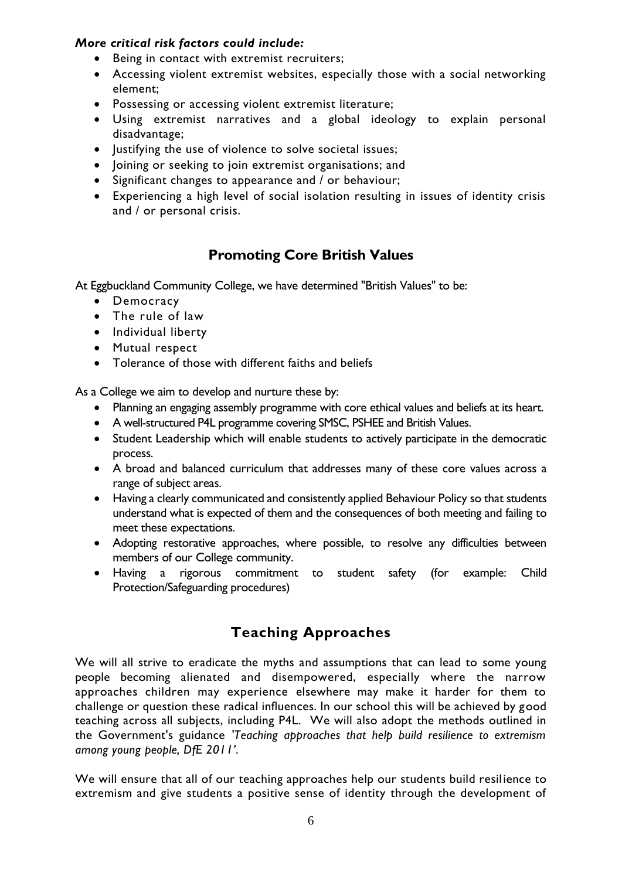***More critical risk factors could include:***

- Being in contact with extremist recruiters;
- Accessing violent extremist websites, especially those with a social networking element;
- Possessing or accessing violent extremist literature;
- Using extremist narratives and a global ideology to explain personal disadvantage;
- Justifying the use of violence to solve societal issues;
- Joining or seeking to join extremist organisations; and
- Significant changes to appearance and / or behaviour;
- Experiencing a high level of social isolation resulting in issues of identity crisis and / or personal crisis.

## Promoting Core British Values

At Eggbuckland Community College, we have determined "British Values" to be:

- Democracy
- The rule of law
- Individual liberty
- Mutual respect
- Tolerance of those with different faiths and beliefs

As a College we aim to develop and nurture these by:

- Planning an engaging assembly programme with core ethical values and beliefs at its heart.
- A well-structured P4L programme covering SMSC, PSHEE and British Values.
- Student Leadership which will enable students to actively participate in the democratic process.
- A broad and balanced curriculum that addresses many of these core values across a range of subject areas.
- Having a clearly communicated and consistently applied Behaviour Policy so that students understand what is expected of them and the consequences of both meeting and failing to meet these expectations.
- Adopting restorative approaches, where possible, to resolve any difficulties between members of our College community.
- Having a rigorous commitment to student safety (for example: Child Protection/Safeguarding procedures)

## Teaching Approaches

We will all strive to eradicate the myths and assumptions that can lead to some young people becoming alienated and disempowered, especially where the narrow approaches children may experience elsewhere may make it harder for them to challenge or question these radical influences. In our school this will be achieved by good teaching across all subjects, including P4L. We will also adopt the methods outlined in the Government's guidance *'Teaching approaches that help build resilience to extremism among young people, DfE 2011'*.

We will ensure that all of our teaching approaches help our students build resilience to extremism and give students a positive sense of identity through the development of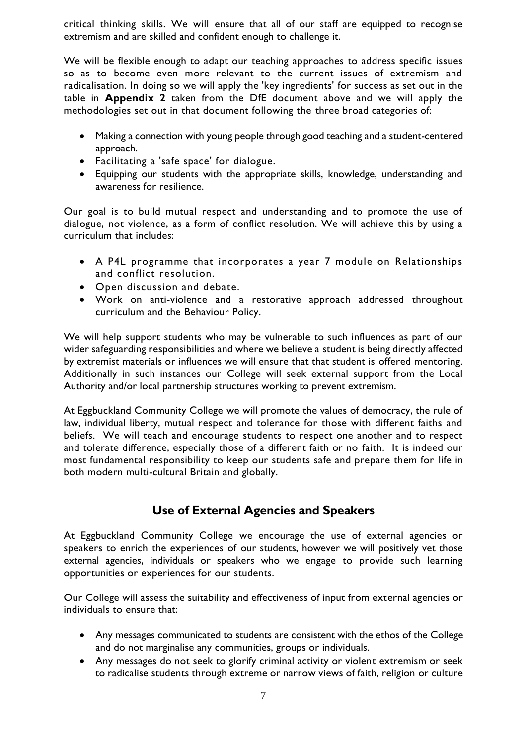critical thinking skills. We will ensure that all of our staff are equipped to recognise extremism and are skilled and confident enough to challenge it.

We will be flexible enough to adapt our teaching approaches to address specific issues so as to become even more relevant to the current issues of extremism and radicalisation. In doing so we will apply the 'key ingredients' for success as set out in the table in **Appendix 2** taken from the DfE document above and we will apply the methodologies set out in that document following the three broad categories of:

- Making a connection with young people through good teaching and a student-centered approach.
- Facilitating a 'safe space' for dialogue.
- Equipping our students with the appropriate skills, knowledge, understanding and awareness for resilience.

Our goal is to build mutual respect and understanding and to promote the use of dialogue, not violence, as a form of conflict resolution. We will achieve this by using a curriculum that includes:

- A P4L programme that incorporates a year 7 module on Relationships and conflict resolution.
- Open discussion and debate.
- Work on anti-violence and a restorative approach addressed throughout curriculum and the Behaviour Policy.

We will help support students who may be vulnerable to such influences as part of our wider safeguarding responsibilities and where we believe a student is being directly affected by extremist materials or influences we will ensure that that student is offered mentoring. Additionally in such instances our College will seek external support from the Local Authority and/or local partnership structures working to prevent extremism.

At Eggbuckland Community College we will promote the values of democracy, the rule of law, individual liberty, mutual respect and tolerance for those with different faiths and beliefs. We will teach and encourage students to respect one another and to respect and tolerate difference, especially those of a different faith or no faith. It is indeed our most fundamental responsibility to keep our students safe and prepare them for life in both modern multi-cultural Britain and globally.

## Use of External Agencies and Speakers

At Eggbuckland Community College we encourage the use of external agencies or speakers to enrich the experiences of our students, however we will positively vet those external agencies, individuals or speakers who we engage to provide such learning opportunities or experiences for our students.

Our College will assess the suitability and effectiveness of input from external agencies or individuals to ensure that:

- Any messages communicated to students are consistent with the ethos of the College and do not marginalise any communities, groups or individuals.
- Any messages do not seek to glorify criminal activity or violent extremism or seek to radicalise students through extreme or narrow views of faith, religion or culture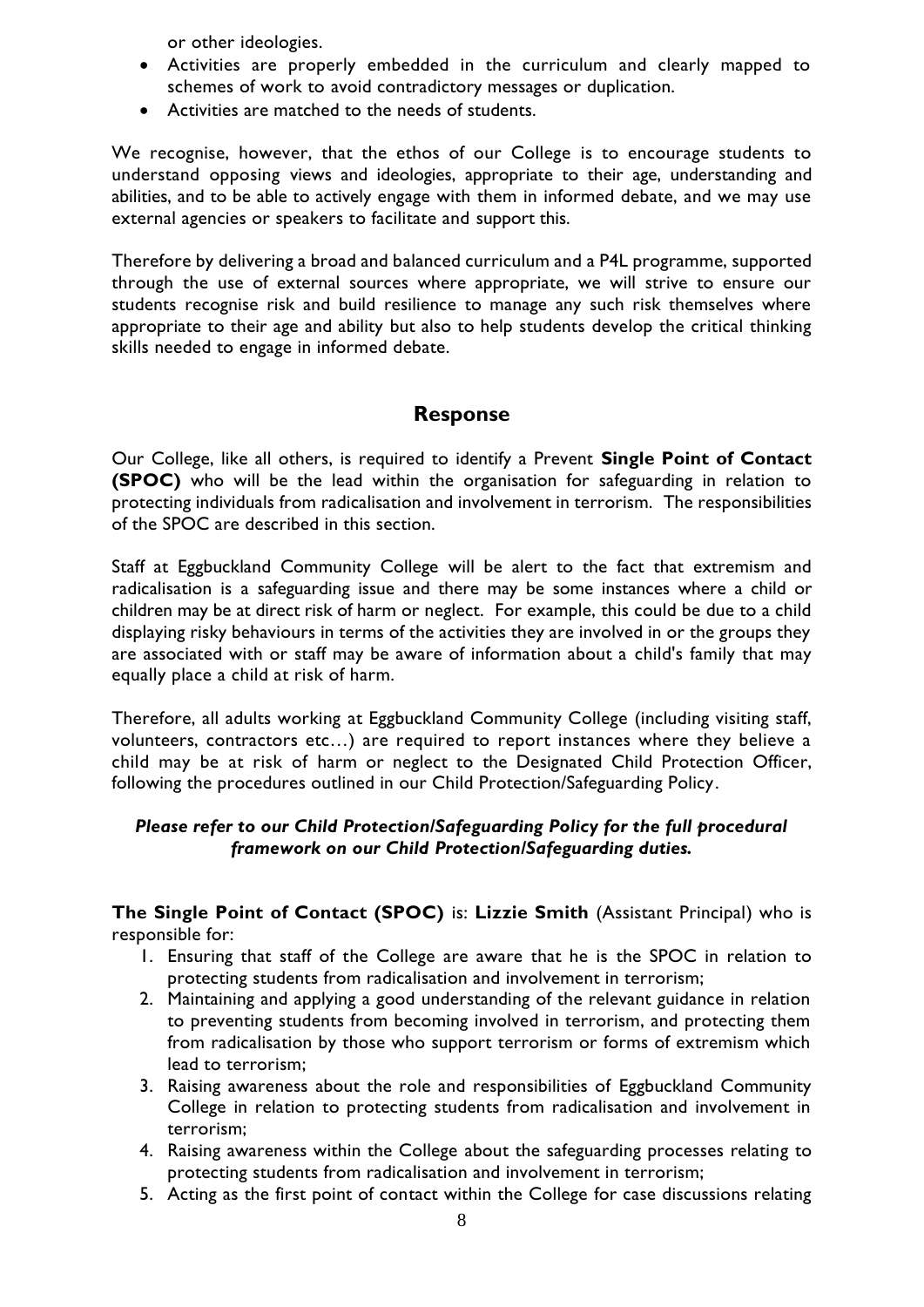or other ideologies.

- Activities are properly embedded in the curriculum and clearly mapped to schemes of work to avoid contradictory messages or duplication.
- Activities are matched to the needs of students.

We recognise, however, that the ethos of our College is to encourage students to understand opposing views and ideologies, appropriate to their age, understanding and abilities, and to be able to actively engage with them in informed debate, and we may use external agencies or speakers to facilitate and support this.

Therefore by delivering a broad and balanced curriculum and a P4L programme, supported through the use of external sources where appropriate, we will strive to ensure our students recognise risk and build resilience to manage any such risk themselves where appropriate to their age and ability but also to help students develop the critical thinking skills needed to engage in informed debate.

## Response

Our College, like all others, is required to identify a Prevent **Single Point of Contact (SPOC)** who will be the lead within the organisation for safeguarding in relation to protecting individuals from radicalisation and involvement in terrorism. The responsibilities of the SPOC are described in this section.

Staff at Eggbuckland Community College will be alert to the fact that extremism and radicalisation is a safeguarding issue and there may be some instances where a child or children may be at direct risk of harm or neglect. For example, this could be due to a child displaying risky behaviours in terms of the activities they are involved in or the groups they are associated with or staff may be aware of information about a child's family that may equally place a child at risk of harm.

Therefore, all adults working at Eggbuckland Community College (including visiting staff, volunteers, contractors etc…) are required to report instances where they believe a child may be at risk of harm or neglect to the Designated Child Protection Officer, following the procedures outlined in our Child Protection/Safeguarding Policy.

***Please refer to our Child Protection/Safeguarding Policy for the full procedural framework on our Child Protection/Safeguarding duties.***

**The Single Point of Contact (SPOC)** is: **Lizzie Smith** (Assistant Principal) who is responsible for:

1. Ensuring that staff of the College are aware that he is the SPOC in relation to protecting students from radicalisation and involvement in terrorism;
2. Maintaining and applying a good understanding of the relevant guidance in relation to preventing students from becoming involved in terrorism, and protecting them from radicalisation by those who support terrorism or forms of extremism which lead to terrorism;
3. Raising awareness about the role and responsibilities of Eggbuckland Community College in relation to protecting students from radicalisation and involvement in terrorism;
4. Raising awareness within the College about the safeguarding processes relating to protecting students from radicalisation and involvement in terrorism;
5. Acting as the first point of contact within the College for case discussions relating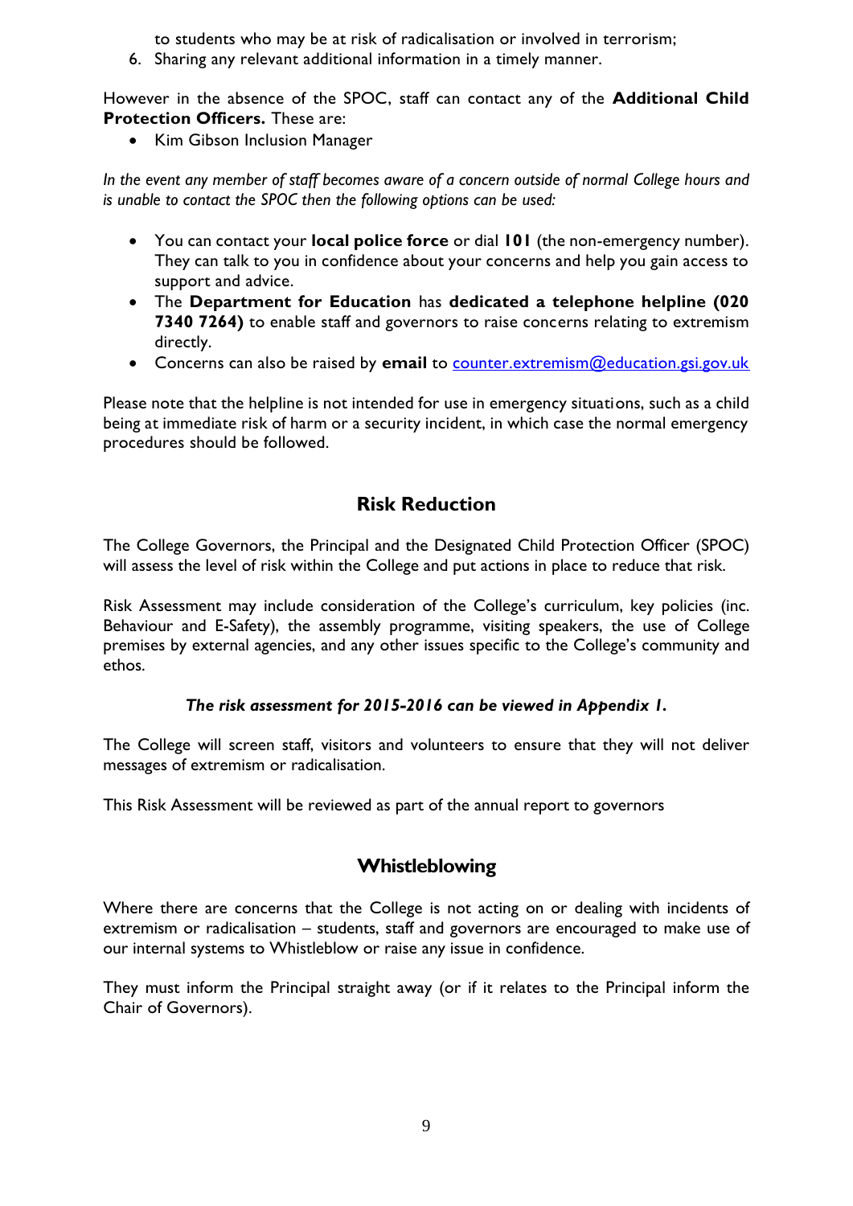to students who may be at risk of radicalisation or involved in terrorism;

6. Sharing any relevant additional information in a timely manner.

However in the absence of the SPOC, staff can contact any of the **Additional Child Protection Officers.** These are:

- Kim Gibson Inclusion Manager

*In the event any member of staff becomes aware of a concern outside of normal College hours and is unable to contact the SPOC then the following options can be used:*

- You can contact your **local police force** or dial **101** (the non-emergency number). They can talk to you in confidence about your concerns and help you gain access to support and advice.
- The **Department for Education** has **dedicated a telephone helpline (020 7340 7264)** to enable staff and governors to raise concerns relating to extremism directly.
- Concerns can also be raised by **email** to counter.extremism@education.gsi.gov.uk

Please note that the helpline is not intended for use in emergency situations, such as a child being at immediate risk of harm or a security incident, in which case the normal emergency procedures should be followed.

## Risk Reduction

The College Governors, the Principal and the Designated Child Protection Officer (SPOC) will assess the level of risk within the College and put actions in place to reduce that risk.

Risk Assessment may include consideration of the College's curriculum, key policies (inc. Behaviour and E-Safety), the assembly programme, visiting speakers, the use of College premises by external agencies, and any other issues specific to the College's community and ethos.

***The risk assessment for 2015-2016 can be viewed in Appendix 1.***

The College will screen staff, visitors and volunteers to ensure that they will not deliver messages of extremism or radicalisation.

This Risk Assessment will be reviewed as part of the annual report to governors

## Whistleblowing

Where there are concerns that the College is not acting on or dealing with incidents of extremism or radicalisation – students, staff and governors are encouraged to make use of our internal systems to Whistleblow or raise any issue in confidence.

They must inform the Principal straight away (or if it relates to the Principal inform the Chair of Governors).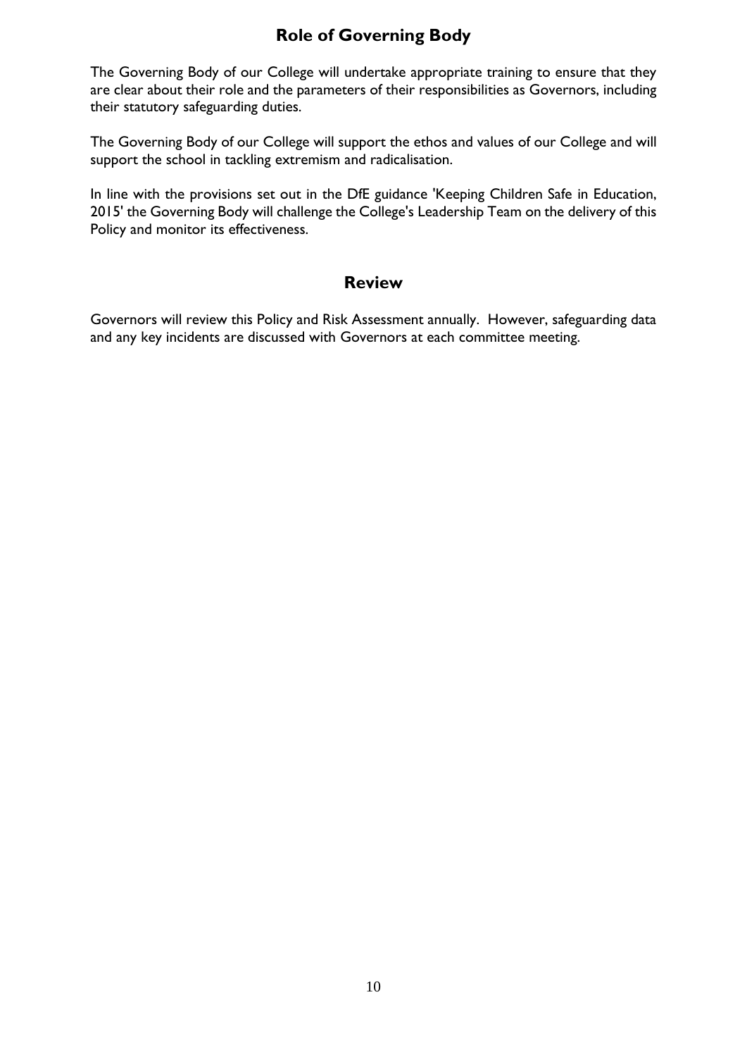## Role of Governing Body

The Governing Body of our College will undertake appropriate training to ensure that they are clear about their role and the parameters of their responsibilities as Governors, including their statutory safeguarding duties.

The Governing Body of our College will support the ethos and values of our College and will support the school in tackling extremism and radicalisation.

In line with the provisions set out in the DfE guidance 'Keeping Children Safe in Education, 2015' the Governing Body will challenge the College's Leadership Team on the delivery of this Policy and monitor its effectiveness.

## Review

Governors will review this Policy and Risk Assessment annually. However, safeguarding data and any key incidents are discussed with Governors at each committee meeting.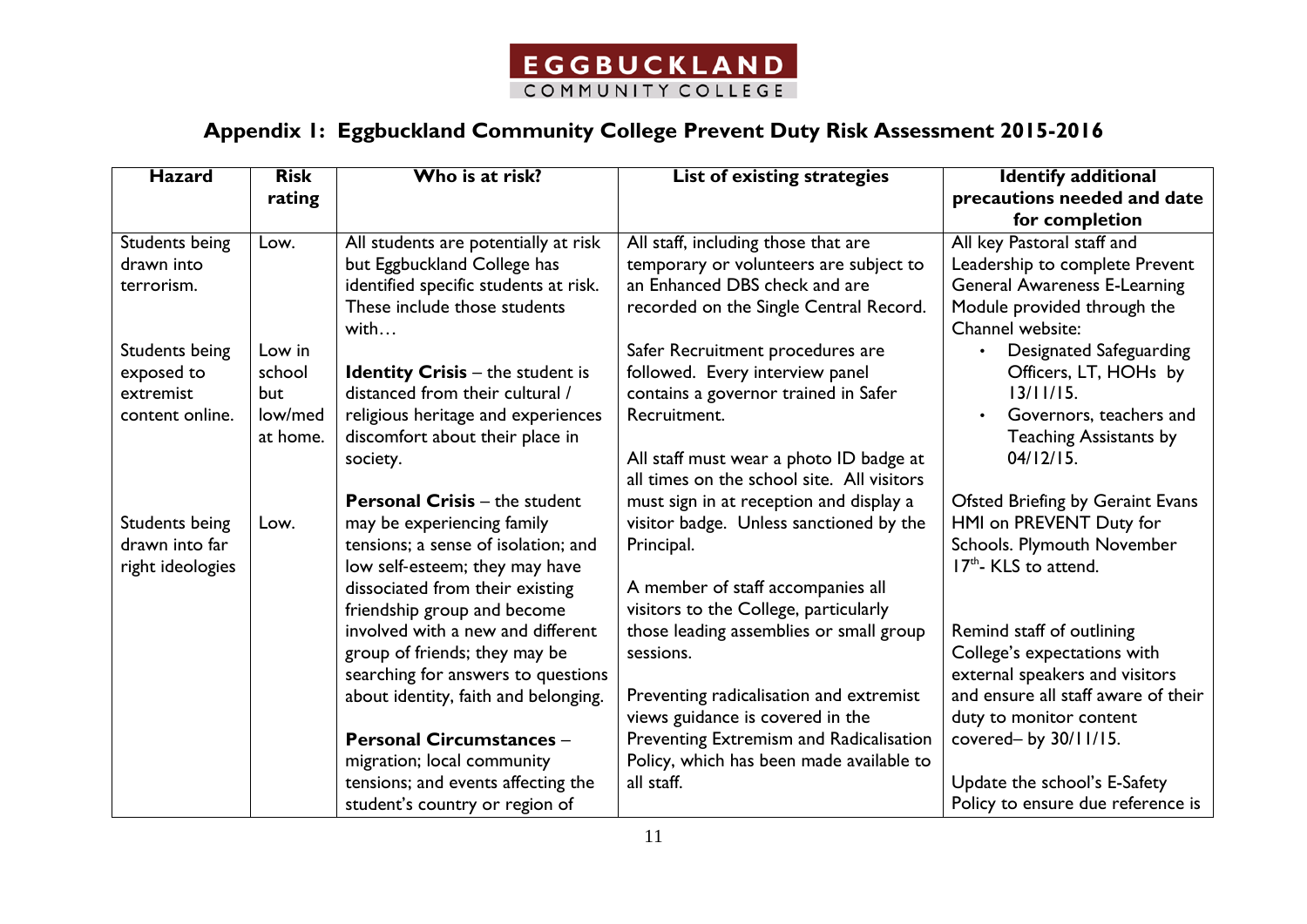EGGBUCKLAND
COMMUNITY COLLEGE

## Appendix 1: Eggbuckland Community College Prevent Duty Risk Assessment 2015-2016

| Hazard | Risk rating | Who is at risk? | List of existing strategies | Identify additional precautions needed and date for completion |
|---|---|---|---|---|
| Students being drawn into terrorism.<br><br>Students being exposed to extremist content online.<br><br>Students being drawn into far right ideologies | Low.<br><br>Low in school but low/med at home.<br><br>Low. | All students are potentially at risk but Eggbuckland College has identified specific students at risk. These include those students with…<br><br>**Identity Crisis** – the student is distanced from their cultural / religious heritage and experiences discomfort about their place in society.<br><br>**Personal Crisis** – the student may be experiencing family tensions; a sense of isolation; and low self-esteem; they may have dissociated from their existing friendship group and become involved with a new and different group of friends; they may be searching for answers to questions about identity, faith and belonging.<br><br>**Personal Circumstances** – migration; local community tensions; and events affecting the student's country or region of | All staff, including those that are temporary or volunteers are subject to an Enhanced DBS check and are recorded on the Single Central Record.<br><br>Safer Recruitment procedures are followed. Every interview panel contains a governor trained in Safer Recruitment.<br><br>All staff must wear a photo ID badge at all times on the school site. All visitors must sign in at reception and display a visitor badge. Unless sanctioned by the Principal.<br><br>A member of staff accompanies all visitors to the College, particularly those leading assemblies or small group sessions.<br><br>Preventing radicalisation and extremist views guidance is covered in the Preventing Extremism and Radicalisation Policy, which has been made available to all staff. | All key Pastoral staff and Leadership to complete Prevent General Awareness E-Learning Module provided through the Channel website:<br>• Designated Safeguarding Officers, LT, HOHs by 13/11/15.<br>• Governors, teachers and Teaching Assistants by 04/12/15.<br><br>Ofsted Briefing by Geraint Evans HMI on PREVENT Duty for Schools. Plymouth November 17th- KLS to attend.<br><br>Remind staff of outlining College's expectations with external speakers and visitors and ensure all staff aware of their duty to monitor content covered– by 30/11/15.<br><br>Update the school's E-Safety Policy to ensure due reference is |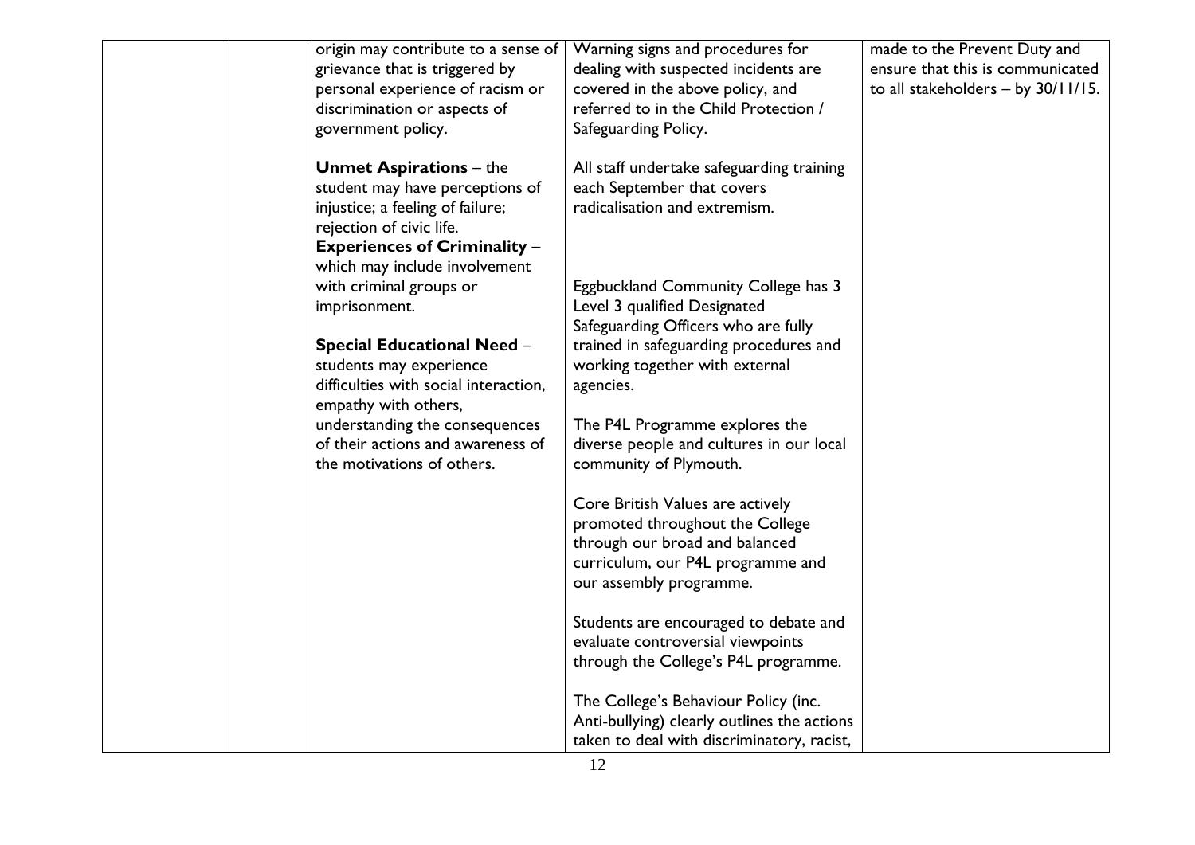| | | | | |
|---|---|---|---|---|
| | | origin may contribute to a sense of grievance that is triggered by personal experience of racism or discrimination or aspects of government policy.<br><br>**Unmet Aspirations** – the student may have perceptions of injustice; a feeling of failure; rejection of civic life.<br>**Experiences of Criminality** – which may include involvement with criminal groups or imprisonment.<br><br>**Special Educational Need** – students may experience difficulties with social interaction, empathy with others, understanding the consequences of their actions and awareness of the motivations of others. | Warning signs and procedures for dealing with suspected incidents are covered in the above policy, and referred to in the Child Protection / Safeguarding Policy.<br><br>All staff undertake safeguarding training each September that covers radicalisation and extremism.<br><br>Eggbuckland Community College has 3 Level 3 qualified Designated Safeguarding Officers who are fully trained in safeguarding procedures and working together with external agencies.<br><br>The P4L Programme explores the diverse people and cultures in our local community of Plymouth.<br><br>Core British Values are actively promoted throughout the College through our broad and balanced curriculum, our P4L programme and our assembly programme.<br><br>Students are encouraged to debate and evaluate controversial viewpoints through the College's P4L programme.<br><br>The College's Behaviour Policy (inc. Anti-bullying) clearly outlines the actions taken to deal with discriminatory, racist, | made to the Prevent Duty and ensure that this is communicated to all stakeholders – by 30/11/15. |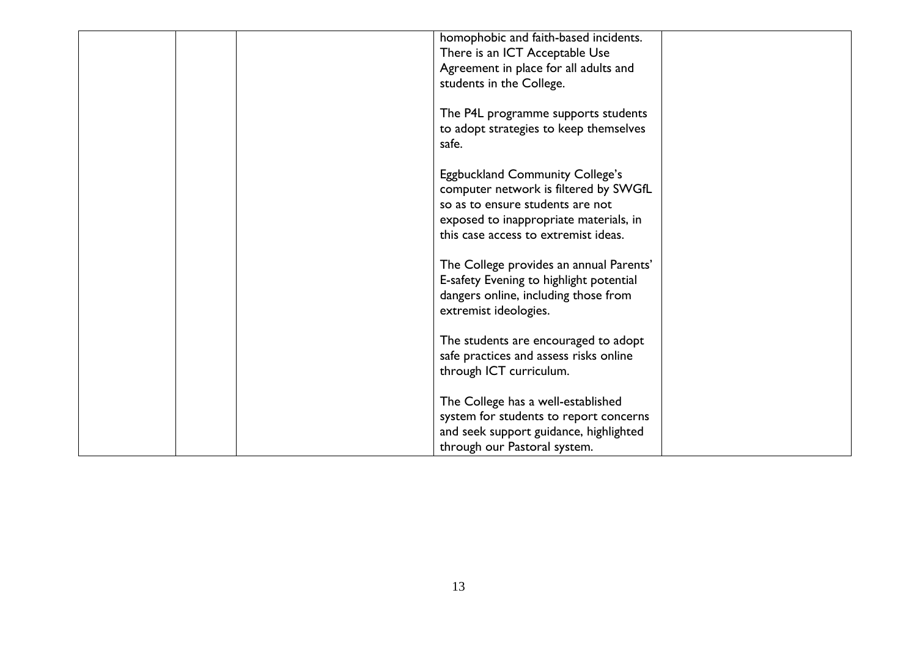| | | | | |
|---|---|---|---|---|
| | | | homophobic and faith-based incidents. There is an ICT Acceptable Use Agreement in place for all adults and students in the College.<br><br>The P4L programme supports students to adopt strategies to keep themselves safe.<br><br>Eggbuckland Community College's computer network is filtered by SWGfL so as to ensure students are not exposed to inappropriate materials, in this case access to extremist ideas.<br><br>The College provides an annual Parents' E-safety Evening to highlight potential dangers online, including those from extremist ideologies.<br><br>The students are encouraged to adopt safe practices and assess risks online through ICT curriculum.<br><br>The College has a well-established system for students to report concerns and seek support guidance, highlighted through our Pastoral system. | |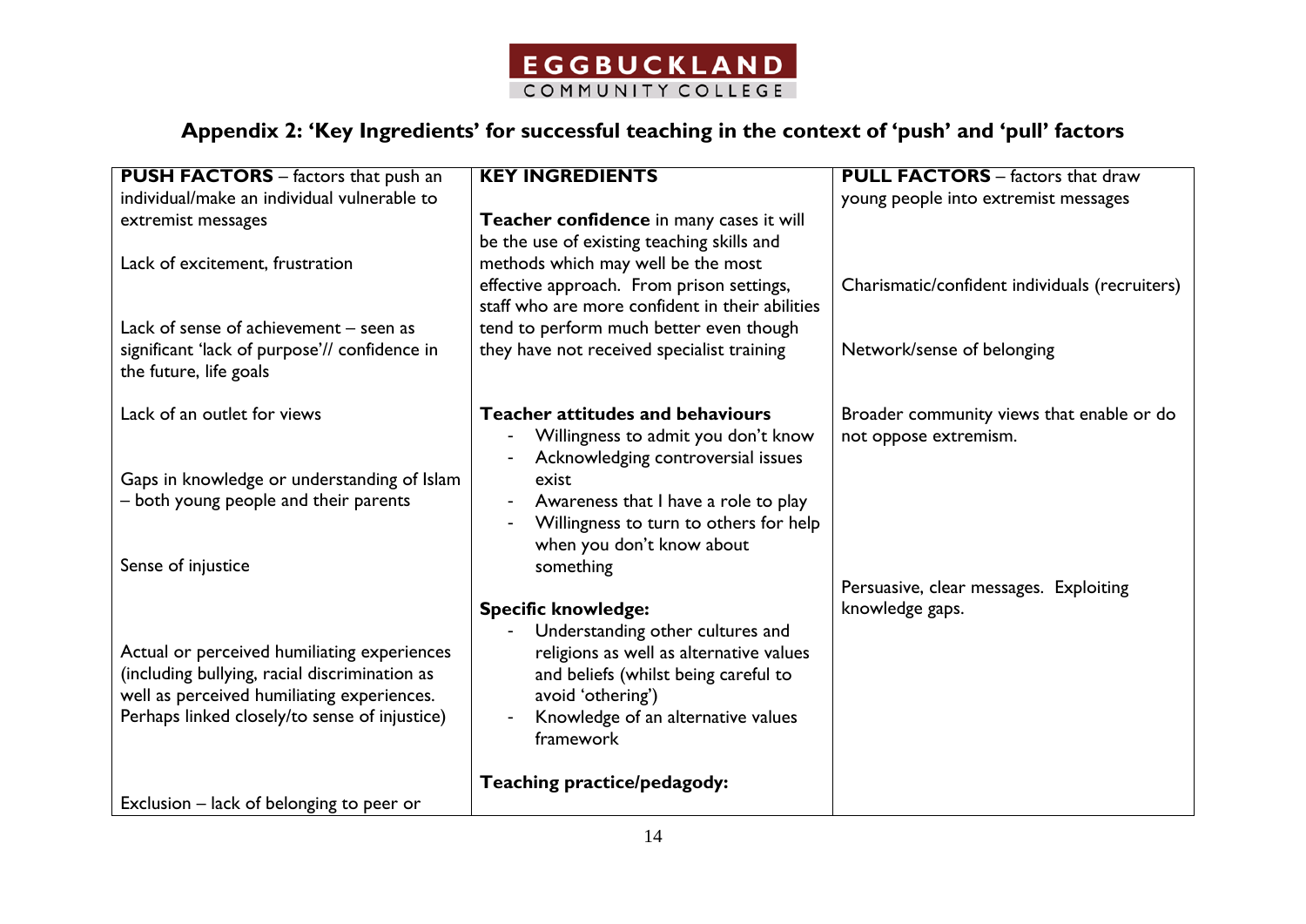## Appendix 2: 'Key Ingredients' for successful teaching in the context of 'push' and 'pull' factors

| **PUSH FACTORS** – factors that push an individual/make an individual vulnerable to extremist messages | **KEY INGREDIENTS** | **PULL FACTORS** – factors that draw young people into extremist messages |
|---|---|---|
| Lack of excitement, frustration<br><br>Lack of sense of achievement – seen as significant 'lack of purpose'// confidence in the future, life goals | **Teacher confidence** in many cases it will be the use of existing teaching skills and methods which may well be the most effective approach. From prison settings, staff who are more confident in their abilities tend to perform much better even though they have not received specialist training | Charismatic/confident individuals (recruiters)<br><br>Network/sense of belonging |
| Lack of an outlet for views<br><br>Gaps in knowledge or understanding of Islam – both young people and their parents<br><br>Sense of injustice | **Teacher attitudes and behaviours**<br>- Willingness to admit you don't know<br>- Acknowledging controversial issues exist<br>- Awareness that I have a role to play<br>- Willingness to turn to others for help when you don't know about something | Broader community views that enable or do not oppose extremism. |
| Actual or perceived humiliating experiences (including bullying, racial discrimination as well as perceived humiliating experiences. Perhaps linked closely/to sense of injustice) | **Specific knowledge:**<br>- Understanding other cultures and religions as well as alternative values and beliefs (whilst being careful to avoid 'othering')<br>- Knowledge of an alternative values framework | Persuasive, clear messages. Exploiting knowledge gaps. |
| Exclusion – lack of belonging to peer or | **Teaching practice/pedagody:** | |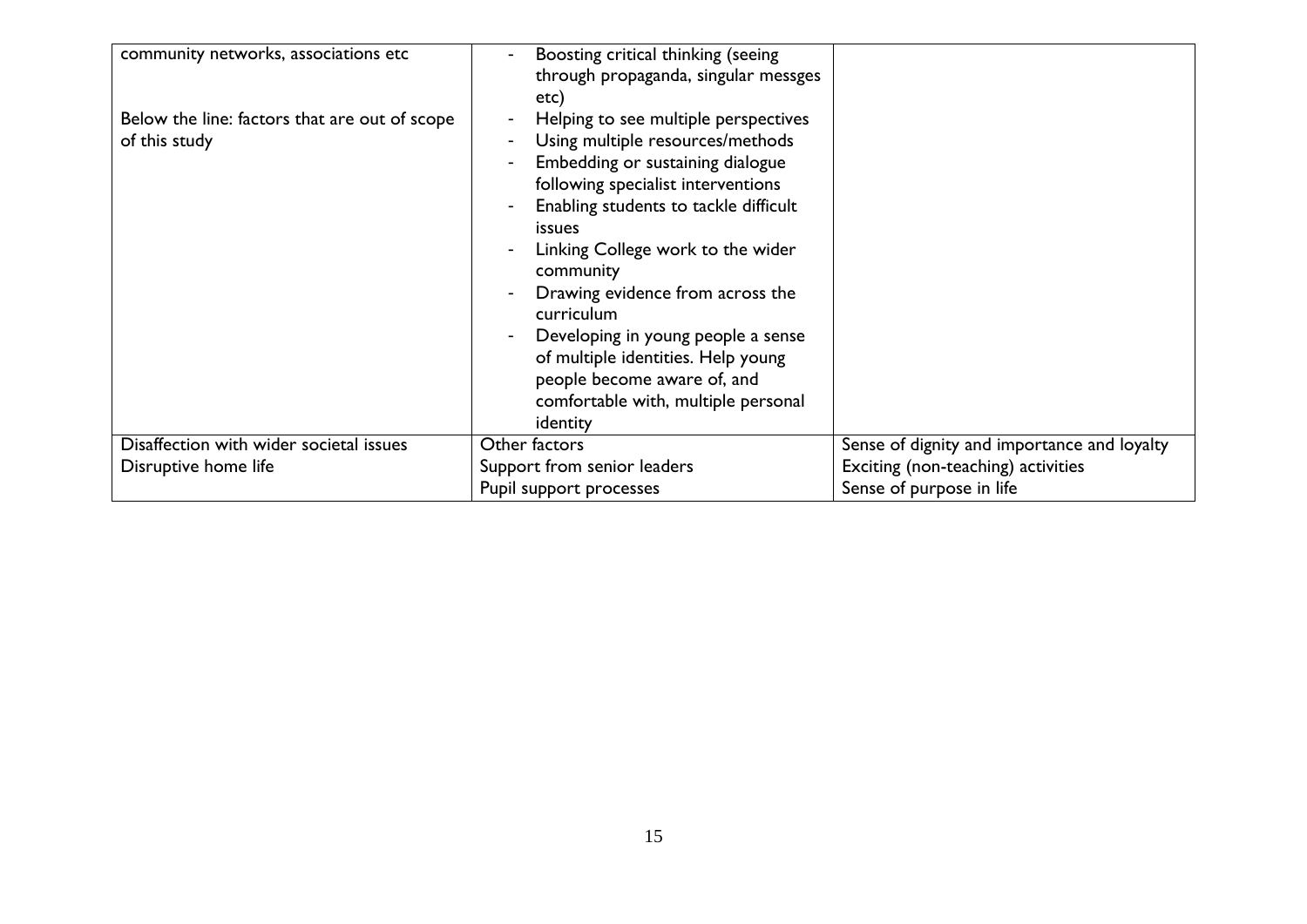| | | |
|---|---|---|
| community networks, associations etc<br><br>Below the line: factors that are out of scope of this study | - Boosting critical thinking (seeing through propaganda, singular messges etc)<br>- Helping to see multiple perspectives<br>- Using multiple resources/methods<br>- Embedding or sustaining dialogue following specialist interventions<br>- Enabling students to tackle difficult issues<br>- Linking College work to the wider community<br>- Drawing evidence from across the curriculum<br>- Developing in young people a sense of multiple identities. Help young people become aware of, and comfortable with, multiple personal identity | |
| Disaffection with wider societal issues<br>Disruptive home life | Other factors<br>Support from senior leaders<br>Pupil support processes | Sense of dignity and importance and loyalty<br>Exciting (non-teaching) activities<br>Sense of purpose in life |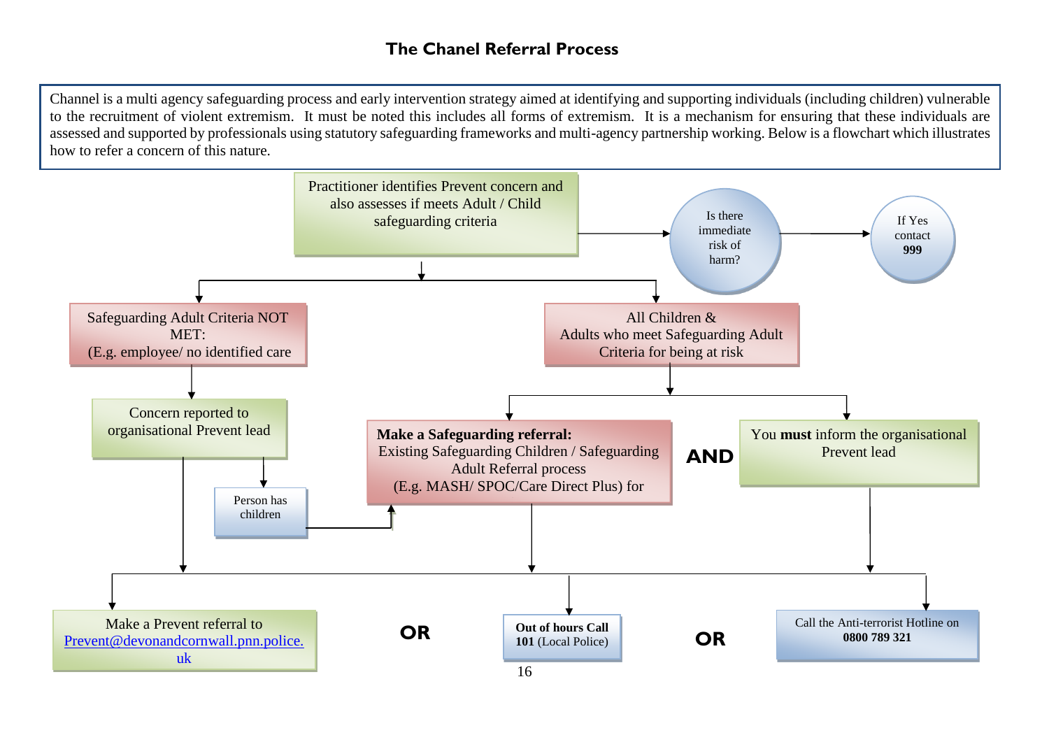## The Chanel Referral Process

Channel is a multi agency safeguarding process and early intervention strategy aimed at identifying and supporting individuals (including children) vulnerable to the recruitment of violent extremism. It must be noted this includes all forms of extremism. It is a mechanism for ensuring that these individuals are assessed and supported by professionals using statutory safeguarding frameworks and multi-agency partnership working. Below is a flowchart which illustrates how to refer a concern of this nature.

Practitioner identifies Prevent concern and also assesses if meets Adult / Child safeguarding criteria

Is there immediate risk of harm?

If Yes contact **999**

Safeguarding Adult Criteria NOT MET: (E.g. employee/ no identified care

Concern reported to organisational Prevent lead

Person has children

All Children & Adults who meet Safeguarding Adult Criteria for being at risk

**Make a Safeguarding referral:** Existing Safeguarding Children / Safeguarding Adult Referral process (E.g. MASH/ SPOC/Care Direct Plus) for

**AND**

You **must** inform the organisational Prevent lead

Make a Prevent referral to Prevent@devonandcornwall.pnn.police.uk

**OR**

**Out of hours Call 101** (Local Police)

**OR**

Call the Anti-terrorist Hotline on **0800 789 321**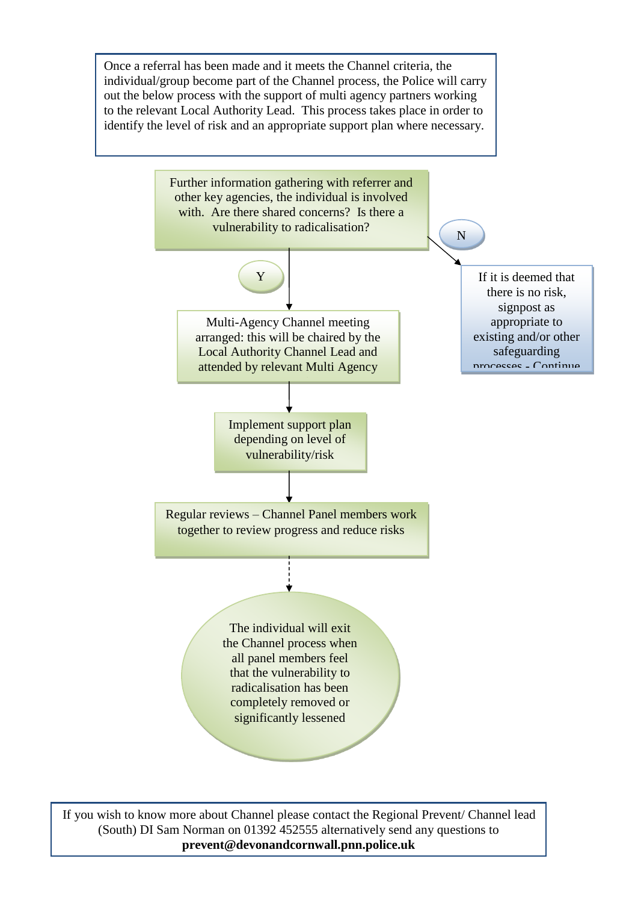Once a referral has been made and it meets the Channel criteria, the individual/group become part of the Channel process, the Police will carry out the below process with the support of multi agency partners working to the relevant Local Authority Lead. This process takes place in order to identify the level of risk and an appropriate support plan where necessary.

Further information gathering with referrer and other key agencies, the individual is involved with. Are there shared concerns? Is there a vulnerability to radicalisation?

N

If it is deemed that there is no risk, signpost as appropriate to existing and/or other safeguarding processes - Continue

Y

Multi-Agency Channel meeting arranged: this will be chaired by the Local Authority Channel Lead and attended by relevant Multi Agency

Implement support plan depending on level of vulnerability/risk

Regular reviews – Channel Panel members work together to review progress and reduce risks

The individual will exit the Channel process when all panel members feel that the vulnerability to radicalisation has been completely removed or significantly lessened

If you wish to know more about Channel please contact the Regional Prevent/ Channel lead (South) DI Sam Norman on 01392 452555 alternatively send any questions to **prevent@devonandcornwall.pnn.police.uk**